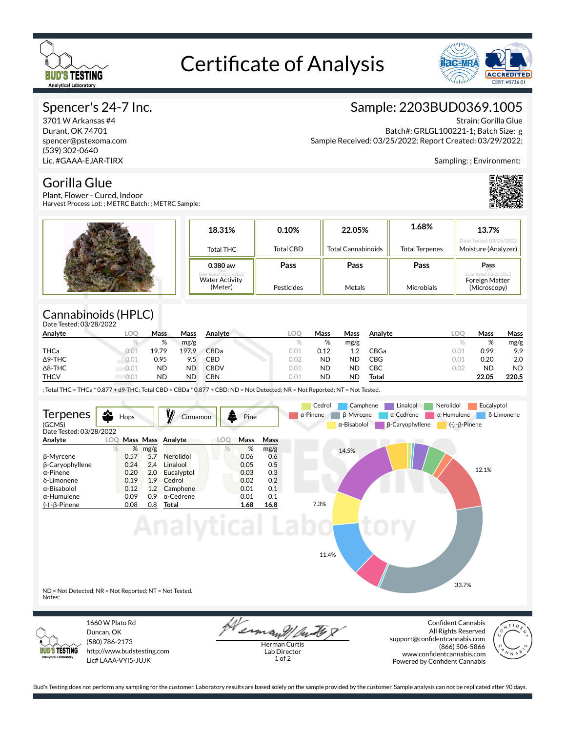# Certificate of Analysis

## Spencer's 24-7 Inc.

3701 W Arkansas #4
Durant, OK 74701
spencer@pstexoma.com
(539) 302-0640
Lic. #GAAA-EJAR-TIRX

## Sample: 2203BUD0369.1005

Strain: Gorilla Glue
Batch#: GRLGL100221-1; Batch Size: g
Sample Received: 03/25/2022; Report Created: 03/29/2022;

Sampling: ; Environment:

## Gorilla Glue

Plant, Flower - Cured, Indoor
Harvest Process Lot: ; METRC Batch: ; METRC Sample:

| 18.31% | 0.10% | 22.05% | 1.68% | 13.7% |
|---|---|---|---|---|
| Total THC | Total CBD | Total Cannabinoids | Total Terpenes | Date Tested: 03/25/2022 Moisture (Analyzer) |
| 0.380 aw Pass Date Tested: 03/25/2022 Water Activity (Meter) | Pass Pesticides | Pass Metals | Pass Microbials | Pass <2% Date Tested: 03/25/2022 Foreign Matter (Microscopy) |

## Cannabinoids (HPLC)

Date Tested: 03/28/2022

| Analyte | LOQ | Mass | Mass | Analyte | LOQ | Mass | Mass | Analyte | LOQ | Mass | Mass |
|---|---|---|---|---|---|---|---|---|---|---|---|
| | % | % | mg/g | | % | % | mg/g | | % | % | mg/g |
| THCa | 0.01 | 19.79 | 197.9 | CBDa | 0.01 | 0.12 | 1.2 | CBGa | 0.01 | 0.99 | 9.9 |
| Δ9-THC | 0.01 | 0.95 | 9.5 | CBD | 0.02 | ND | ND | CBG | 0.01 | 0.20 | 2.0 |
| Δ8-THC | 0.01 | ND | ND | CBDV | 0.01 | ND | ND | CBC | 0.02 | ND | ND |
| THCV | 0.01 | ND | ND | CBN | 0.01 | ND | ND | **Total** | | **22.05** | **220.5** |

; Total THC = THCa * 0.877 + d9-THC; Total CBD = CBDa * 0.877 + CBD; ND = Not Detected; NR = Not Reported; NT = Not Tested.

## Terpenes

(GCMS)
Date Tested: 03/28/2022

Hops | Cinnamon | Pine

| Analyte | LOQ | Mass | Mass | Analyte | LOQ | Mass | Mass |
|---|---|---|---|---|---|---|---|
| | % | % | mg/g | | % | % | mg/g |
| β-Myrcene | | 0.57 | 5.7 | Nerolidol | | 0.06 | 0.6 |
| β-Caryophyllene | | 0.24 | 2.4 | Linalool | | 0.05 | 0.5 |
| α-Pinene | | 0.20 | 2.0 | Eucalyptol | | 0.03 | 0.3 |
| δ-Limonene | | 0.19 | 1.9 | Cedrol | | 0.02 | 0.2 |
| α-Bisabolol | | 0.12 | 1.2 | Camphene | | 0.01 | 0.1 |
| α-Humulene | | 0.09 | 0.9 | α-Cedrene | | 0.01 | 0.1 |
| (-)-β-Pinene | | 0.08 | 0.8 | **Total** | | **1.68** | **16.8** |

Chart legend: Cedrol, Camphene, Linalool, Nerolidol, Eucalyptol, α-Pinene, β-Myrcene, α-Cedrene, α-Humulene, δ-Limonene, α-Bisabolol, β-Caryophyllene, (-)-β-Pinene

Chart values: 14.5%, 12.1%, 7.3%, 11.4%, 33.7%

ND = Not Detected; NR = Not Reported; NT = Not Tested.
Notes:

1660 W Plato Rd
Duncan, OK
(580) 786-2173
http://www.budstesting.com
Lic# LAAA-VYI5-JUJK

Herman Curtis
Lab Director

Confident Cannabis
All Rights Reserved
support@confidentcannabis.com
(866) 506-5866
www.confidentcannabis.com
Powered by Confident Cannabis

Bud's Testing does not perform any sampling for the customer. Laboratory results are based solely on the sample provided by the customer. Sample analysis can not be replicated after 90 days.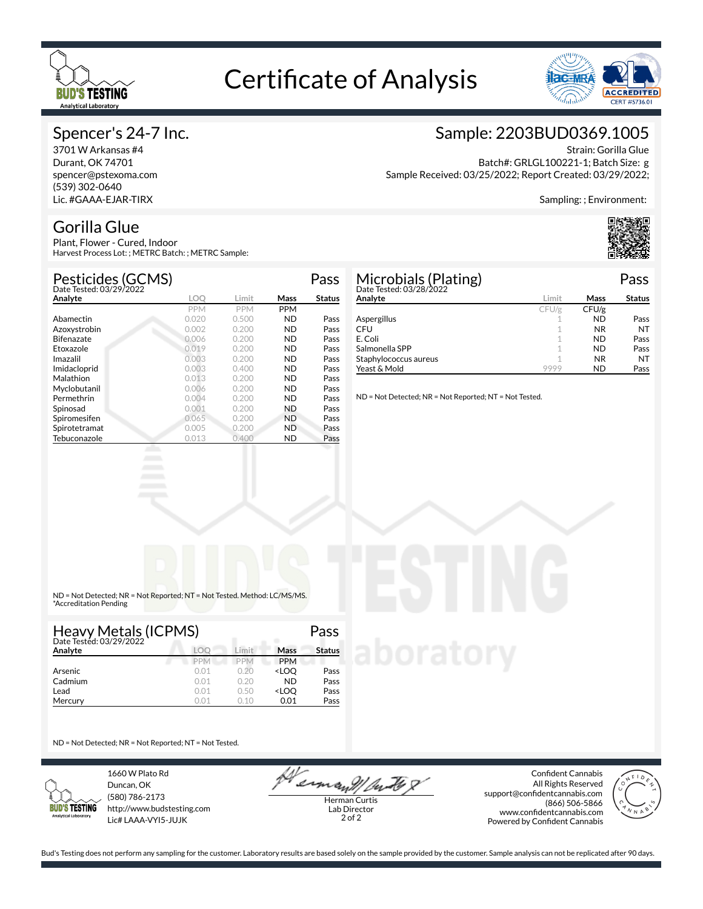# Certificate of Analysis

## Spencer's 24-7 Inc.

3701 W Arkansas #4
Durant, OK 74701
spencer@pstexoma.com
(539) 302-0640
Lic. #GAAA-EJAR-TIRX

## Sample: 2203BUD0369.1005

Strain: Gorilla Glue
Batch#: GRLGL100221-1; Batch Size: g
Sample Received: 03/25/2022; Report Created: 03/29/2022;

Sampling: ; Environment:

## Gorilla Glue

Plant, Flower - Cured, Indoor
Harvest Process Lot: ; METRC Batch: ; METRC Sample:

### Pesticides (GCMS) — Pass

Date Tested: 03/29/2022

| Analyte | LOQ | Limit | Mass | Status |
|---|---|---|---|---|
| | PPM | PPM | PPM | |
| Abamectin | 0.020 | 0.500 | ND | Pass |
| Azoxystrobin | 0.002 | 0.200 | ND | Pass |
| Bifenazate | 0.006 | 0.200 | ND | Pass |
| Etoxazole | 0.019 | 0.200 | ND | Pass |
| Imazalil | 0.003 | 0.200 | ND | Pass |
| Imidacloprid | 0.003 | 0.400 | ND | Pass |
| Malathion | 0.013 | 0.200 | ND | Pass |
| Myclobutanil | 0.006 | 0.200 | ND | Pass |
| Permethrin | 0.004 | 0.200 | ND | Pass |
| Spinosad | 0.001 | 0.200 | ND | Pass |
| Spiromesifen | 0.065 | 0.200 | ND | Pass |
| Spirotetramat | 0.005 | 0.200 | ND | Pass |
| Tebuconazole | 0.013 | 0.400 | ND | Pass |

ND = Not Detected; NR = Not Reported; NT = Not Tested. Method: LC/MS/MS.
*Accreditation Pending

### Microbials (Plating) — Pass

Date Tested: 03/28/2022

| Analyte | Limit | Mass | Status |
|---|---|---|---|
| | CFU/g | CFU/g | |
| Aspergillus | 1 | ND | Pass |
| CFU | 1 | NR | NT |
| E. Coli | 1 | ND | Pass |
| Salmonella SPP | 1 | ND | Pass |
| Staphylococcus aureus | 1 | NR | NT |
| Yeast & Mold | 9999 | ND | Pass |

ND = Not Detected; NR = Not Reported; NT = Not Tested.

### Heavy Metals (ICPMS) — Pass

Date Tested: 03/29/2022

| Analyte | LOQ | Limit | Mass | Status |
|---|---|---|---|---|
| | PPM | PPM | PPM | |
| Arsenic | 0.01 | 0.20 | <LOQ | Pass |
| Cadmium | 0.01 | 0.20 | ND | Pass |
| Lead | 0.01 | 0.50 | <LOQ | Pass |
| Mercury | 0.01 | 0.10 | 0.01 | Pass |

ND = Not Detected; NR = Not Reported; NT = Not Tested.

1660 W Plato Rd
Duncan, OK
(580) 786-2173
http://www.budstesting.com
Lic# LAAA-VYI5-JUJK

Herman Curtis
Lab Director

Confident Cannabis
All Rights Reserved
support@confidentcannabis.com
(866) 506-5866
www.confidentcannabis.com
Powered by Confident Cannabis

Bud's Testing does not perform any sampling for the customer. Laboratory results are based solely on the sample provided by the customer. Sample analysis can not be replicated after 90 days.